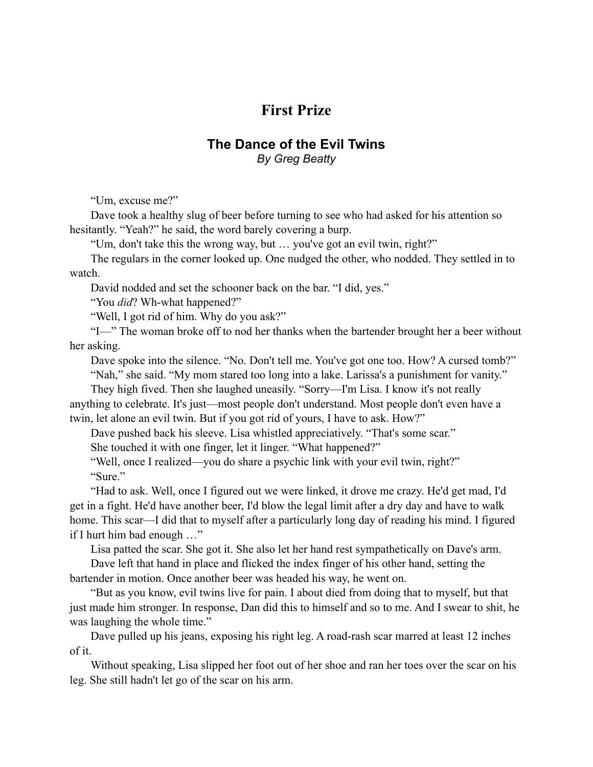# First Prize

## The Dance of the Evil Twins

*By Greg Beatty*

"Um, excuse me?"

Dave took a healthy slug of beer before turning to see who had asked for his attention so hesitantly. "Yeah?" he said, the word barely covering a burp.

"Um, don't take this the wrong way, but … you've got an evil twin, right?"

The regulars in the corner looked up. One nudged the other, who nodded. They settled in to watch.

David nodded and set the schooner back on the bar. "I did, yes."

"You *did*? Wh-what happened?"

"Well, I got rid of him. Why do you ask?"

"I—" The woman broke off to nod her thanks when the bartender brought her a beer without her asking.

Dave spoke into the silence. "No. Don't tell me. You've got one too. How? A cursed tomb?"

"Nah," she said. "My mom stared too long into a lake. Larissa's a punishment for vanity."

They high fived. Then she laughed uneasily. "Sorry—I'm Lisa. I know it's not really anything to celebrate. It's just—most people don't understand. Most people don't even have a twin, let alone an evil twin. But if you got rid of yours, I have to ask. How?"

Dave pushed back his sleeve. Lisa whistled appreciatively. "That's some scar."

She touched it with one finger, let it linger. "What happened?"

"Well, once I realized—you do share a psychic link with your evil twin, right?"

"Sure."

"Had to ask. Well, once I figured out we were linked, it drove me crazy. He'd get mad, I'd get in a fight. He'd have another beer, I'd blow the legal limit after a dry day and have to walk home. This scar—I did that to myself after a particularly long day of reading his mind. I figured if I hurt him bad enough …"

Lisa patted the scar. She got it. She also let her hand rest sympathetically on Dave's arm.

Dave left that hand in place and flicked the index finger of his other hand, setting the bartender in motion. Once another beer was headed his way, he went on.

"But as you know, evil twins live for pain. I about died from doing that to myself, but that just made him stronger. In response, Dan did this to himself and so to me. And I swear to shit, he was laughing the whole time."

Dave pulled up his jeans, exposing his right leg. A road-rash scar marred at least 12 inches of it.

Without speaking, Lisa slipped her foot out of her shoe and ran her toes over the scar on his leg. She still hadn't let go of the scar on his arm.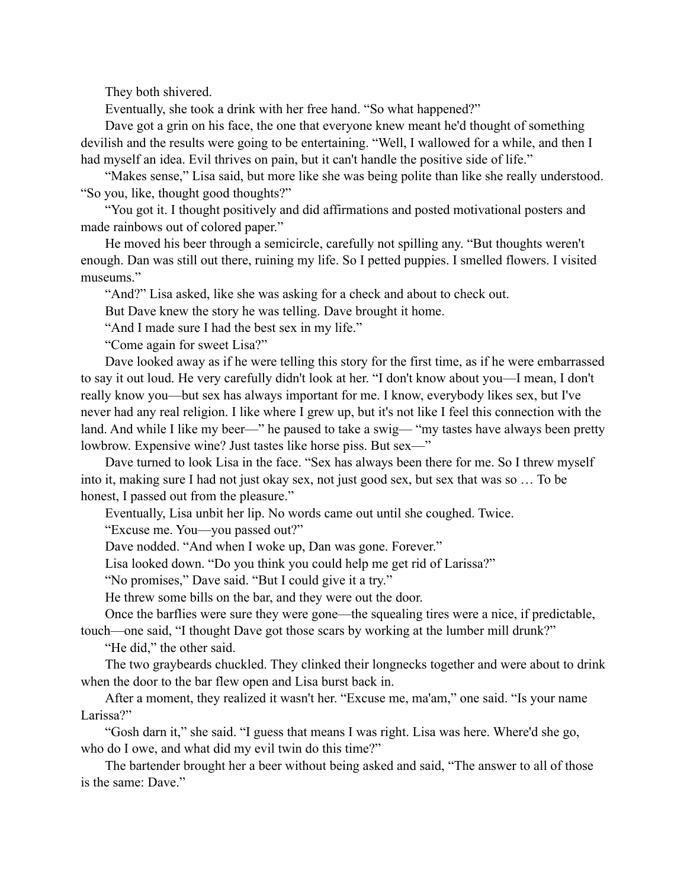They both shivered.

Eventually, she took a drink with her free hand. “So what happened?”

Dave got a grin on his face, the one that everyone knew meant he'd thought of something devilish and the results were going to be entertaining. “Well, I wallowed for a while, and then I had myself an idea. Evil thrives on pain, but it can't handle the positive side of life.”

“Makes sense,” Lisa said, but more like she was being polite than like she really understood. “So you, like, thought good thoughts?”

“You got it. I thought positively and did affirmations and posted motivational posters and made rainbows out of colored paper.”

He moved his beer through a semicircle, carefully not spilling any. “But thoughts weren't enough. Dan was still out there, ruining my life. So I petted puppies. I smelled flowers. I visited museums.”

“And?” Lisa asked, like she was asking for a check and about to check out.

But Dave knew the story he was telling. Dave brought it home.

“And I made sure I had the best sex in my life.”

“Come again for sweet Lisa?”

Dave looked away as if he were telling this story for the first time, as if he were embarrassed to say it out loud. He very carefully didn't look at her. “I don't know about you—I mean, I don't really know you—but sex has always important for me. I know, everybody likes sex, but I've never had any real religion. I like where I grew up, but it's not like I feel this connection with the land. And while I like my beer—” he paused to take a swig— “my tastes have always been pretty lowbrow. Expensive wine? Just tastes like horse piss. But sex—”

Dave turned to look Lisa in the face. “Sex has always been there for me. So I threw myself into it, making sure I had not just okay sex, not just good sex, but sex that was so … To be honest, I passed out from the pleasure.”

Eventually, Lisa unbit her lip. No words came out until she coughed. Twice.

“Excuse me. You—you passed out?”

Dave nodded. “And when I woke up, Dan was gone. Forever.”

Lisa looked down. “Do you think you could help me get rid of Larissa?”

“No promises,” Dave said. “But I could give it a try.”

He threw some bills on the bar, and they were out the door.

Once the barflies were sure they were gone—the squealing tires were a nice, if predictable, touch—one said, “I thought Dave got those scars by working at the lumber mill drunk?”

“He did,” the other said.

The two graybeards chuckled. They clinked their longnecks together and were about to drink when the door to the bar flew open and Lisa burst back in.

After a moment, they realized it wasn't her. “Excuse me, ma'am,” one said. “Is your name Larissa?”

“Gosh darn it,” she said. “I guess that means I was right. Lisa was here. Where'd she go, who do I owe, and what did my evil twin do this time?”

The bartender brought her a beer without being asked and said, “The answer to all of those is the same: Dave.”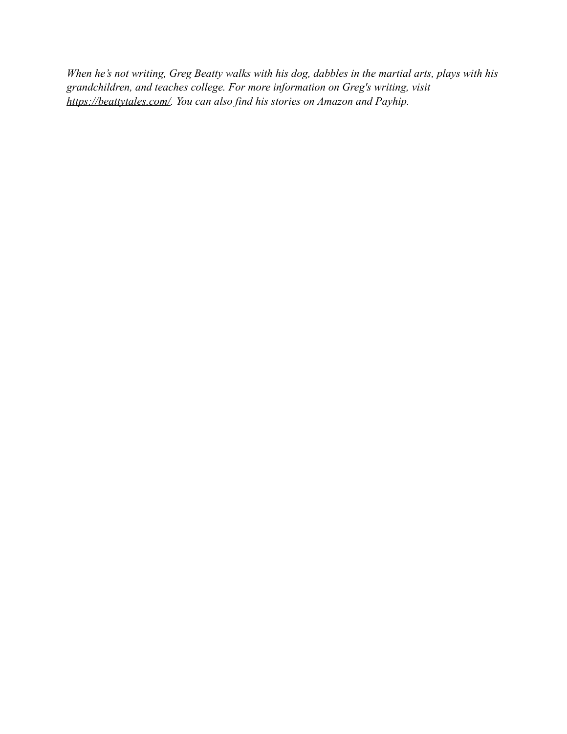*When he's not writing, Greg Beatty walks with his dog, dabbles in the martial arts, plays with his grandchildren, and teaches college. For more information on Greg's writing, visit [https://beattytales.com/](https://beattytales.com/). You can also find his stories on Amazon and Payhip.*